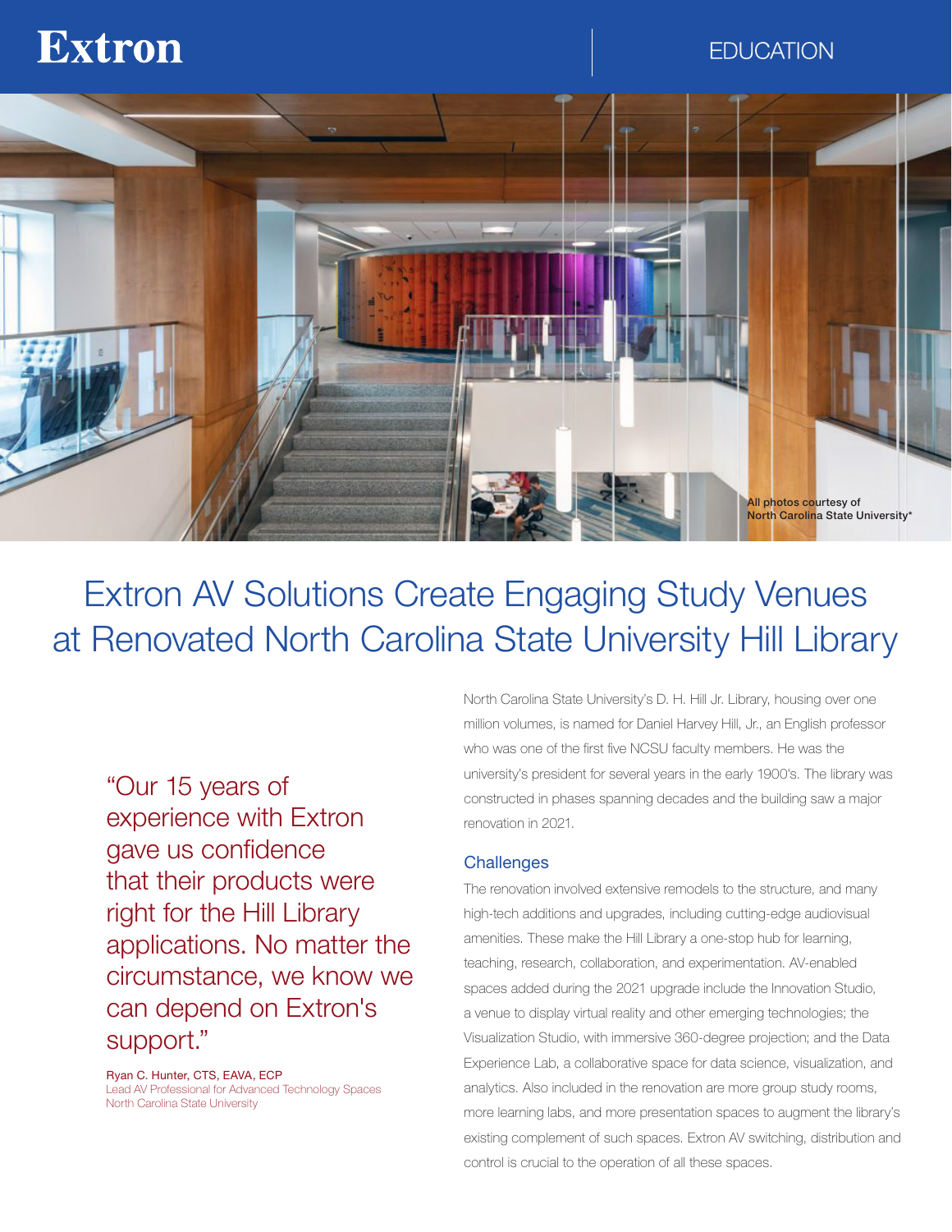Extron

EDUCATION

All photos courtesy of North Carolina State University*

# Extron AV Solutions Create Engaging Study Venues at Renovated North Carolina State University Hill Library

> "Our 15 years of experience with Extron gave us confidence that their products were right for the Hill Library applications. No matter the circumstance, we know we can depend on Extron's support."
>
> Ryan C. Hunter, CTS, EAVA, ECP
> Lead AV Professional for Advanced Technology Spaces
> North Carolina State University

North Carolina State University's D. H. Hill Jr. Library, housing over one million volumes, is named for Daniel Harvey Hill, Jr., an English professor who was one of the first five NCSU faculty members. He was the university's president for several years in the early 1900's. The library was constructed in phases spanning decades and the building saw a major renovation in 2021.

## Challenges

The renovation involved extensive remodels to the structure, and many high-tech additions and upgrades, including cutting-edge audiovisual amenities. These make the Hill Library a one-stop hub for learning, teaching, research, collaboration, and experimentation. AV-enabled spaces added during the 2021 upgrade include the Innovation Studio, a venue to display virtual reality and other emerging technologies; the Visualization Studio, with immersive 360-degree projection; and the Data Experience Lab, a collaborative space for data science, visualization, and analytics. Also included in the renovation are more group study rooms, more learning labs, and more presentation spaces to augment the library's existing complement of such spaces. Extron AV switching, distribution and control is crucial to the operation of all these spaces.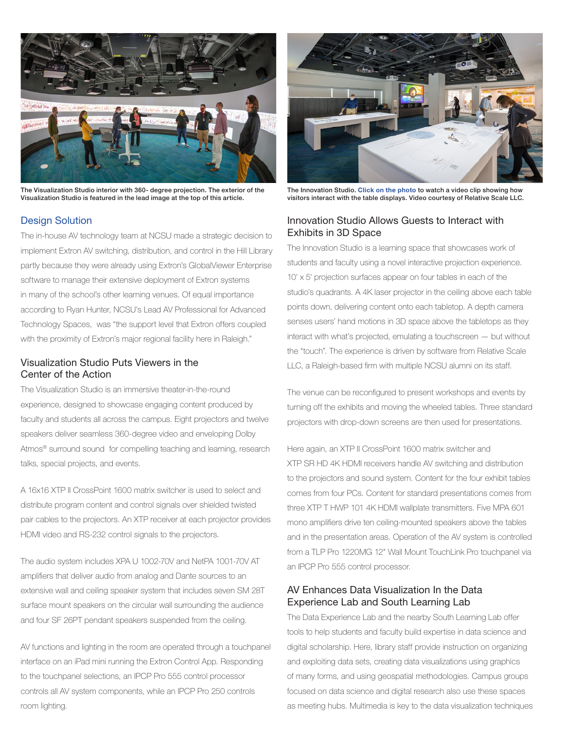The Visualization Studio interior with 360- degree projection. The exterior of the Visualization Studio is featured in the lead image at the top of this article.

The Innovation Studio. Click on the photo to watch a video clip showing how visitors interact with the table displays. Video courtesy of Relative Scale LLC.

## Design Solution

The in-house AV technology team at NCSU made a strategic decision to implement Extron AV switching, distribution, and control in the Hill Library partly because they were already using Extron's GlobalViewer Enterprise software to manage their extensive deployment of Extron systems in many of the school's other learning venues. Of equal importance according to Ryan Hunter, NCSU's Lead AV Professional for Advanced Technology Spaces, was "the support level that Extron offers coupled with the proximity of Extron's major regional facility here in Raleigh."

### Visualization Studio Puts Viewers in the Center of the Action

The Visualization Studio is an immersive theater-in-the-round experience, designed to showcase engaging content produced by faculty and students all across the campus. Eight projectors and twelve speakers deliver seamless 360-degree video and enveloping Dolby Atmos® surround sound for compelling teaching and learning, research talks, special projects, and events.

A 16x16 XTP II CrossPoint 1600 matrix switcher is used to select and distribute program content and control signals over shielded twisted pair cables to the projectors. An XTP receiver at each projector provides HDMI video and RS-232 control signals to the projectors.

The audio system includes XPA U 1002-70V and NetPA 1001-70V AT amplifiers that deliver audio from analog and Dante sources to an extensive wall and ceiling speaker system that includes seven SM 28T surface mount speakers on the circular wall surrounding the audience and four SF 26PT pendant speakers suspended from the ceiling.

AV functions and lighting in the room are operated through a touchpanel interface on an iPad mini running the Extron Control App. Responding to the touchpanel selections, an IPCP Pro 555 control processor controls all AV system components, while an IPCP Pro 250 controls room lighting.

### Innovation Studio Allows Guests to Interact with Exhibits in 3D Space

The Innovation Studio is a learning space that showcases work of students and faculty using a novel interactive projection experience. 10' x 5' projection surfaces appear on four tables in each of the studio's quadrants. A 4K laser projector in the ceiling above each table points down, delivering content onto each tabletop. A depth camera senses users' hand motions in 3D space above the tabletops as they interact with what's projected, emulating a touchscreen — but without the "touch". The experience is driven by software from Relative Scale LLC, a Raleigh-based firm with multiple NCSU alumni on its staff.

The venue can be reconfigured to present workshops and events by turning off the exhibits and moving the wheeled tables. Three standard projectors with drop-down screens are then used for presentations.

Here again, an XTP II CrossPoint 1600 matrix switcher and XTP SR HD 4K HDMI receivers handle AV switching and distribution to the projectors and sound system. Content for the four exhibit tables comes from four PCs. Content for standard presentations comes from three XTP T HWP 101 4K HDMI wallplate transmitters. Five MPA 601 mono amplifiers drive ten ceiling-mounted speakers above the tables and in the presentation areas. Operation of the AV system is controlled from a TLP Pro 1220MG 12" Wall Mount TouchLink Pro touchpanel via an IPCP Pro 555 control processor.

### AV Enhances Data Visualization In the Data Experience Lab and South Learning Lab

The Data Experience Lab and the nearby South Learning Lab offer tools to help students and faculty build expertise in data science and digital scholarship. Here, library staff provide instruction on organizing and exploiting data sets, creating data visualizations using graphics of many forms, and using geospatial methodologies. Campus groups focused on data science and digital research also use these spaces as meeting hubs. Multimedia is key to the data visualization techniques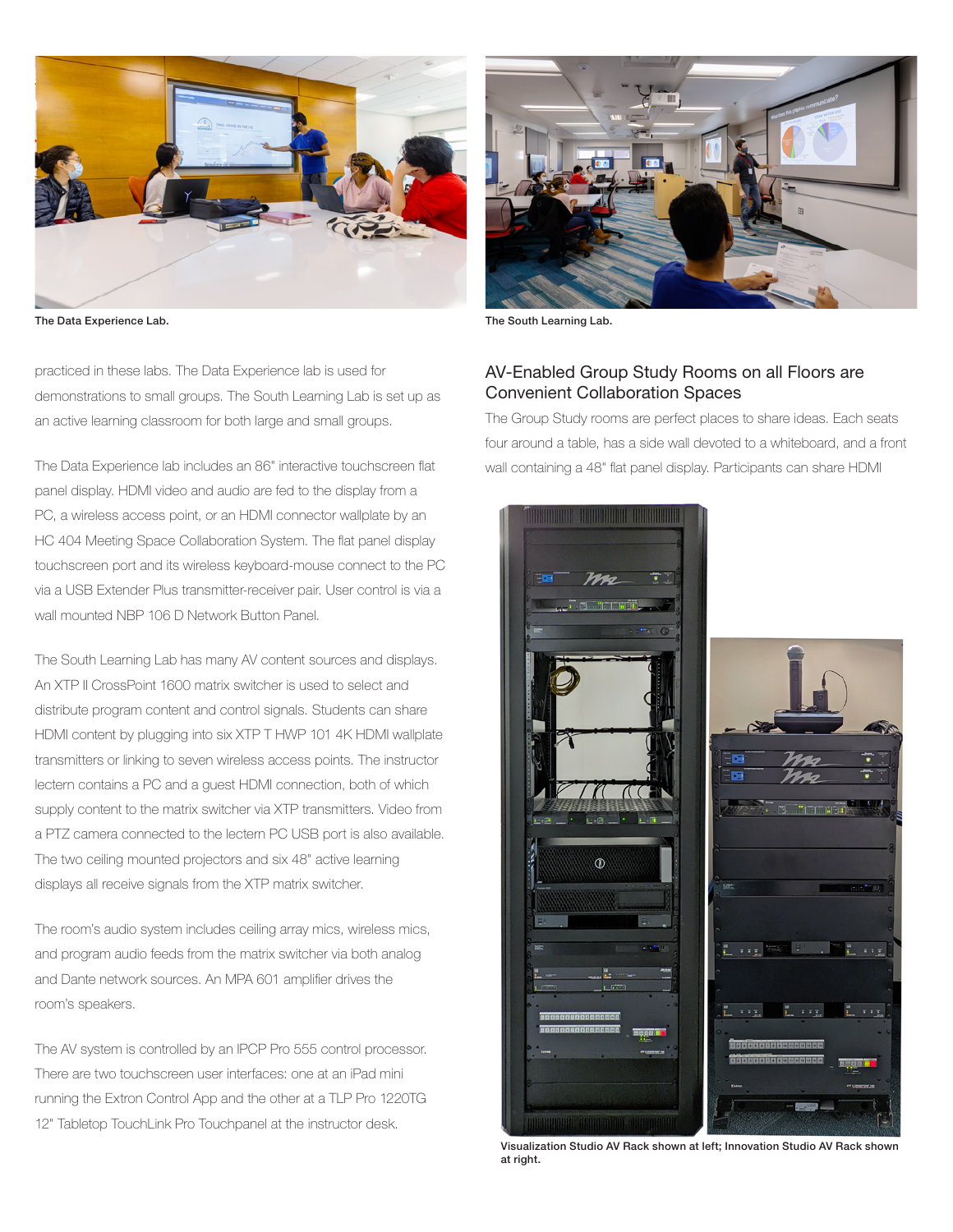The Data Experience Lab.

The South Learning Lab.

practiced in these labs. The Data Experience lab is used for demonstrations to small groups. The South Learning Lab is set up as an active learning classroom for both large and small groups.

The Data Experience lab includes an 86" interactive touchscreen flat panel display. HDMI video and audio are fed to the display from a PC, a wireless access point, or an HDMI connector wallplate by an HC 404 Meeting Space Collaboration System. The flat panel display touchscreen port and its wireless keyboard-mouse connect to the PC via a USB Extender Plus transmitter-receiver pair. User control is via a wall mounted NBP 106 D Network Button Panel.

The South Learning Lab has many AV content sources and displays. An XTP II CrossPoint 1600 matrix switcher is used to select and distribute program content and control signals. Students can share HDMI content by plugging into six XTP T HWP 101 4K HDMI wallplate transmitters or linking to seven wireless access points. The instructor lectern contains a PC and a guest HDMI connection, both of which supply content to the matrix switcher via XTP transmitters. Video from a PTZ camera connected to the lectern PC USB port is also available. The two ceiling mounted projectors and six 48" active learning displays all receive signals from the XTP matrix switcher.

The room's audio system includes ceiling array mics, wireless mics, and program audio feeds from the matrix switcher via both analog and Dante network sources. An MPA 601 amplifier drives the room's speakers.

The AV system is controlled by an IPCP Pro 555 control processor. There are two touchscreen user interfaces: one at an iPad mini running the Extron Control App and the other at a TLP Pro 1220TG 12" Tabletop TouchLink Pro Touchpanel at the instructor desk.

## AV-Enabled Group Study Rooms on all Floors are Convenient Collaboration Spaces

The Group Study rooms are perfect places to share ideas. Each seats four around a table, has a side wall devoted to a whiteboard, and a front wall containing a 48" flat panel display. Participants can share HDMI

Visualization Studio AV Rack shown at left; Innovation Studio AV Rack shown at right.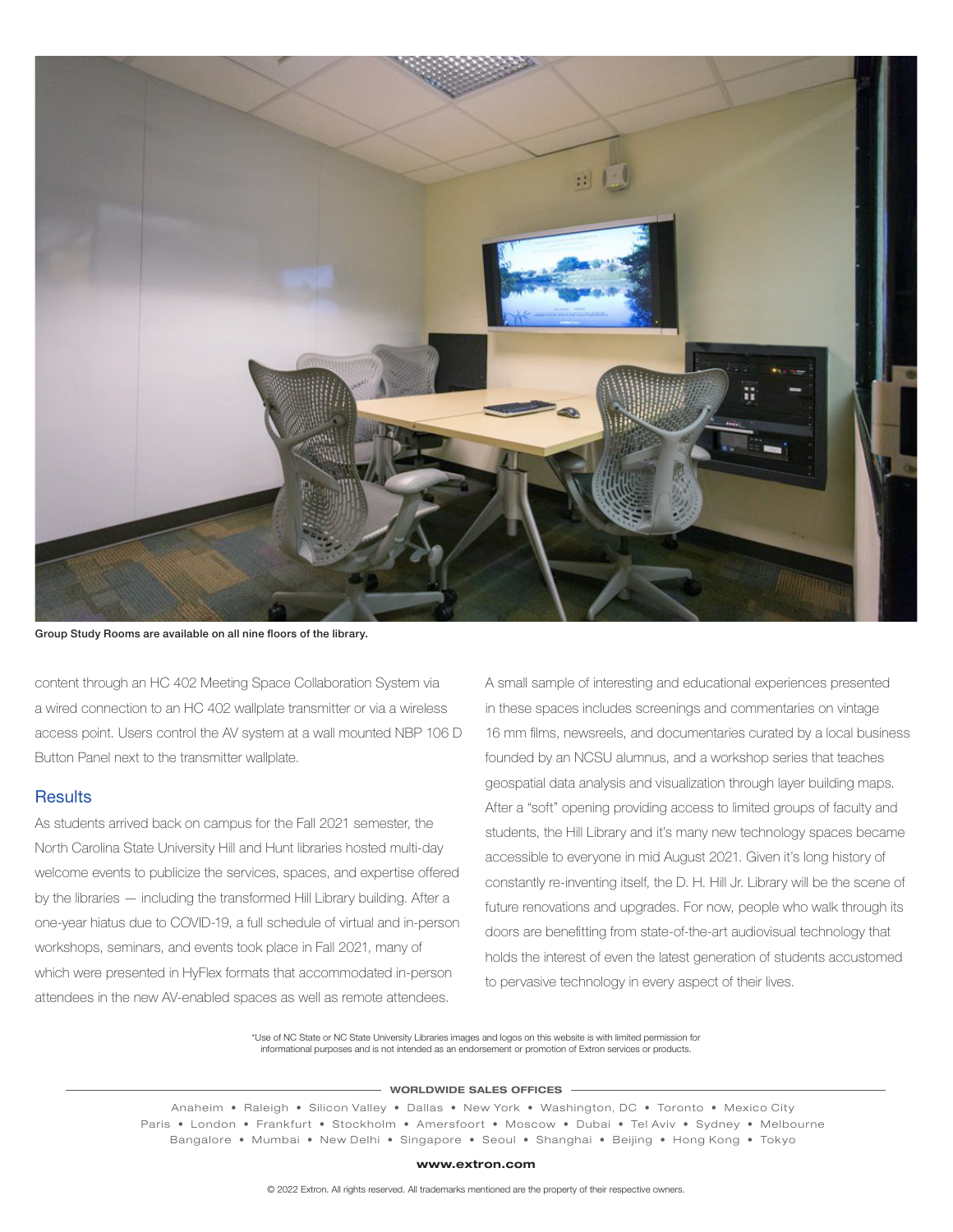Group Study Rooms are available on all nine floors of the library.

content through an HC 402 Meeting Space Collaboration System via a wired connection to an HC 402 wallplate transmitter or via a wireless access point. Users control the AV system at a wall mounted NBP 106 D Button Panel next to the transmitter wallplate.

## Results

As students arrived back on campus for the Fall 2021 semester, the North Carolina State University Hill and Hunt libraries hosted multi-day welcome events to publicize the services, spaces, and expertise offered by the libraries — including the transformed Hill Library building. After a one-year hiatus due to COVID-19, a full schedule of virtual and in-person workshops, seminars, and events took place in Fall 2021, many of which were presented in HyFlex formats that accommodated in-person attendees in the new AV-enabled spaces as well as remote attendees.

A small sample of interesting and educational experiences presented in these spaces includes screenings and commentaries on vintage 16 mm films, newsreels, and documentaries curated by a local business founded by an NCSU alumnus, and a workshop series that teaches geospatial data analysis and visualization through layer building maps. After a "soft" opening providing access to limited groups of faculty and students, the Hill Library and it's many new technology spaces became accessible to everyone in mid August 2021. Given it's long history of constantly re-inventing itself, the D. H. Hill Jr. Library will be the scene of future renovations and upgrades. For now, people who walk through its doors are benefitting from state-of-the-art audiovisual technology that holds the interest of even the latest generation of students accustomed to pervasive technology in every aspect of their lives.

*Use of NC State or NC State University Libraries images and logos on this website is with limited permission for informational purposes and is not intended as an endorsement or promotion of Extron services or products.

**WORLDWIDE SALES OFFICES**

Anaheim • Raleigh • Silicon Valley • Dallas • New York • Washington, DC • Toronto • Mexico City
Paris • London • Frankfurt • Stockholm • Amersfoort • Moscow • Dubai • Tel Aviv • Sydney • Melbourne
Bangalore • Mumbai • New Delhi • Singapore • Seoul • Shanghai • Beijing • Hong Kong • Tokyo

**www.extron.com**

© 2022 Extron. All rights reserved. All trademarks mentioned are the property of their respective owners.